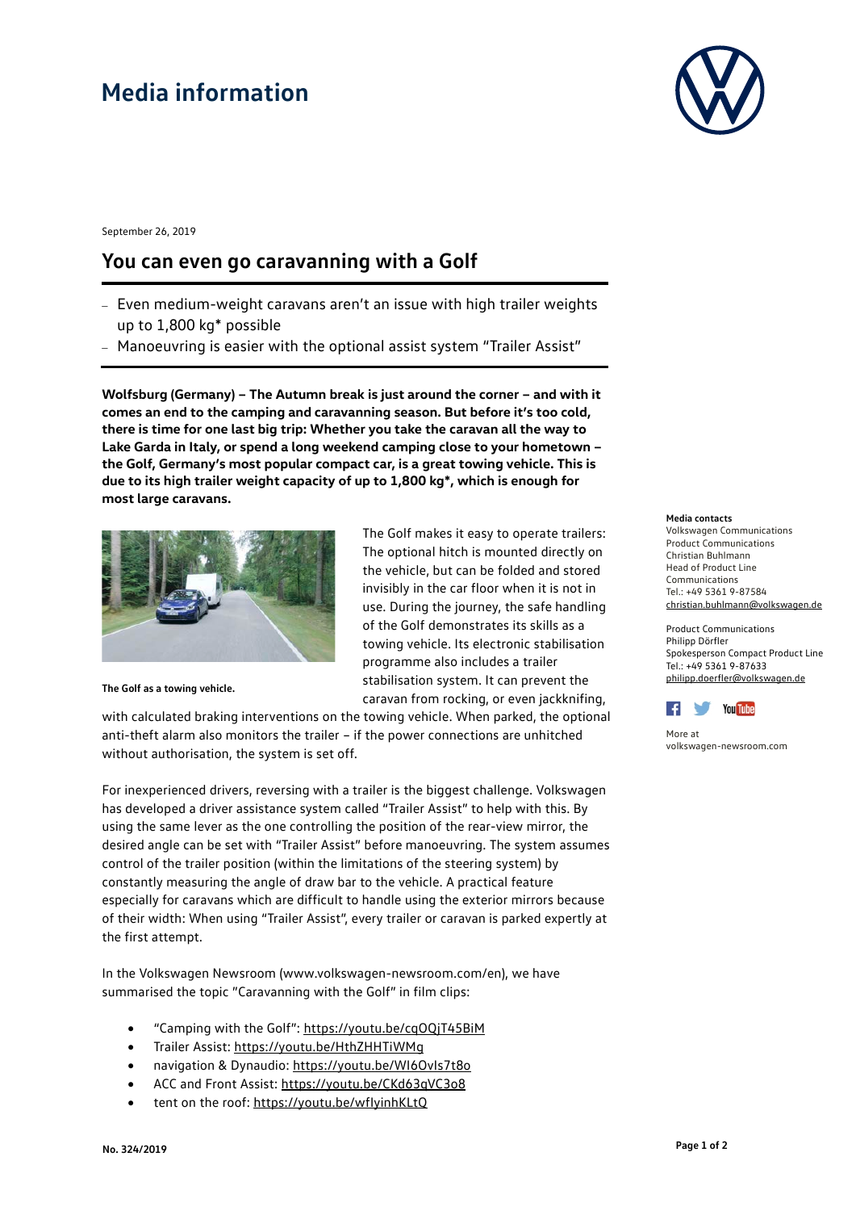# Media information

September 26, 2019

## You can even go caravanning with a Golf

- Even medium-weight caravans aren't an issue with high trailer weights up to 1,800 kg* possible
- Manoeuvring is easier with the optional assist system "Trailer Assist"

**Wolfsburg (Germany) – The Autumn break is just around the corner – and with it comes an end to the camping and caravanning season. But before it's too cold, there is time for one last big trip: Whether you take the caravan all the way to Lake Garda in Italy, or spend a long weekend camping close to your hometown – the Golf, Germany's most popular compact car, is a great towing vehicle. This is due to its high trailer weight capacity of up to 1,800 kg*, which is enough for most large caravans.**

**The Golf as a towing vehicle.**

The Golf makes it easy to operate trailers: The optional hitch is mounted directly on the vehicle, but can be folded and stored invisibly in the car floor when it is not in use. During the journey, the safe handling of the Golf demonstrates its skills as a towing vehicle. Its electronic stabilisation programme also includes a trailer stabilisation system. It can prevent the caravan from rocking, or even jackknifing, with calculated braking interventions on the towing vehicle. When parked, the optional anti-theft alarm also monitors the trailer – if the power connections are unhitched without authorisation, the system is set off.

For inexperienced drivers, reversing with a trailer is the biggest challenge. Volkswagen has developed a driver assistance system called "Trailer Assist" to help with this. By using the same lever as the one controlling the position of the rear-view mirror, the desired angle can be set with "Trailer Assist" before manoeuvring. The system assumes control of the trailer position (within the limitations of the steering system) by constantly measuring the angle of draw bar to the vehicle. A practical feature especially for caravans which are difficult to handle using the exterior mirrors because of their width: When using "Trailer Assist", every trailer or caravan is parked expertly at the first attempt.

In the Volkswagen Newsroom (www.volkswagen-newsroom.com/en), we have summarised the topic "Caravanning with the Golf" in film clips:

- "Camping with the Golf": https://youtu.be/cqOQjT45BiM
- Trailer Assist: https://youtu.be/HthZHHTiWMg
- navigation & Dynaudio: https://youtu.be/WI6OvIs7t8o
- ACC and Front Assist: https://youtu.be/CKd63qVC3o8
- tent on the roof: https://youtu.be/wfIyinhKLtQ

**Media contacts**
Volkswagen Communications
Product Communications
Christian Buhlmann
Head of Product Line Communications
Tel.: +49 5361 9-87584
christian.buhlmann@volkswagen.de

Product Communications
Philipp Dörfler
Spokesperson Compact Product Line
Tel.: +49 5361 9-87633
philipp.doerfler@volkswagen.de

More at
volkswagen-newsroom.com

**No. 324/2019**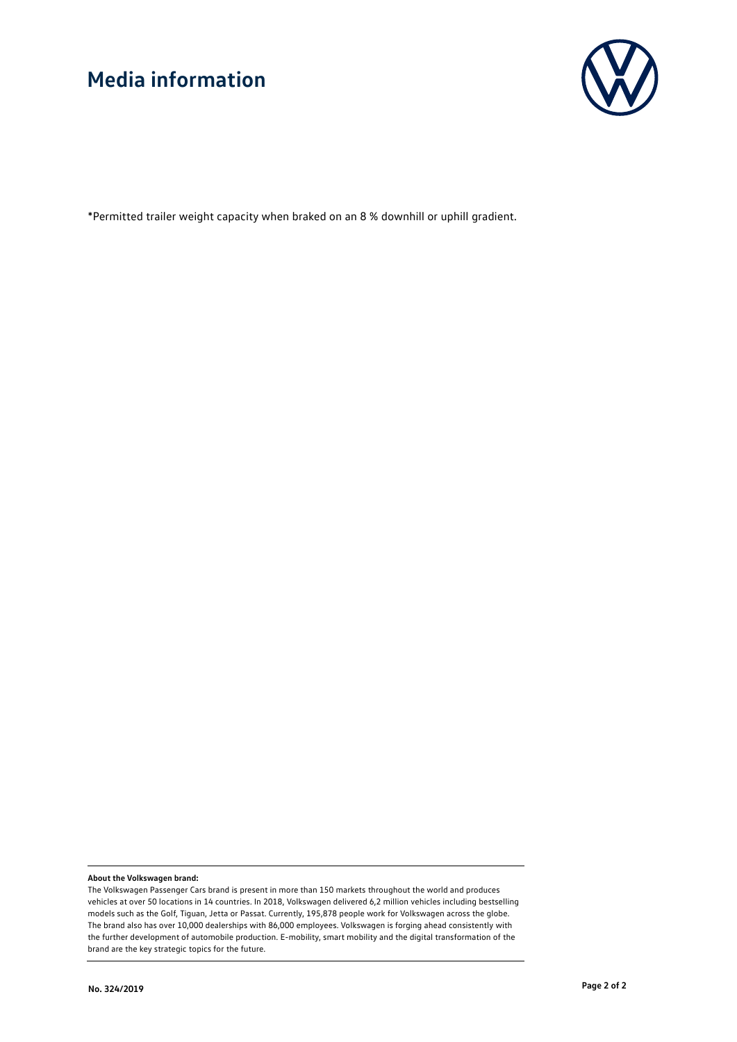*Permitted trailer weight capacity when braked on an 8 % downhill or uphill gradient.

**About the Volkswagen brand:**

The Volkswagen Passenger Cars brand is present in more than 150 markets throughout the world and produces vehicles at over 50 locations in 14 countries. In 2018, Volkswagen delivered 6,2 million vehicles including bestselling models such as the Golf, Tiguan, Jetta or Passat. Currently, 195,878 people work for Volkswagen across the globe. The brand also has over 10,000 dealerships with 86,000 employees. Volkswagen is forging ahead consistently with the further development of automobile production. E-mobility, smart mobility and the digital transformation of the brand are the key strategic topics for the future.

**No. 324/2019**